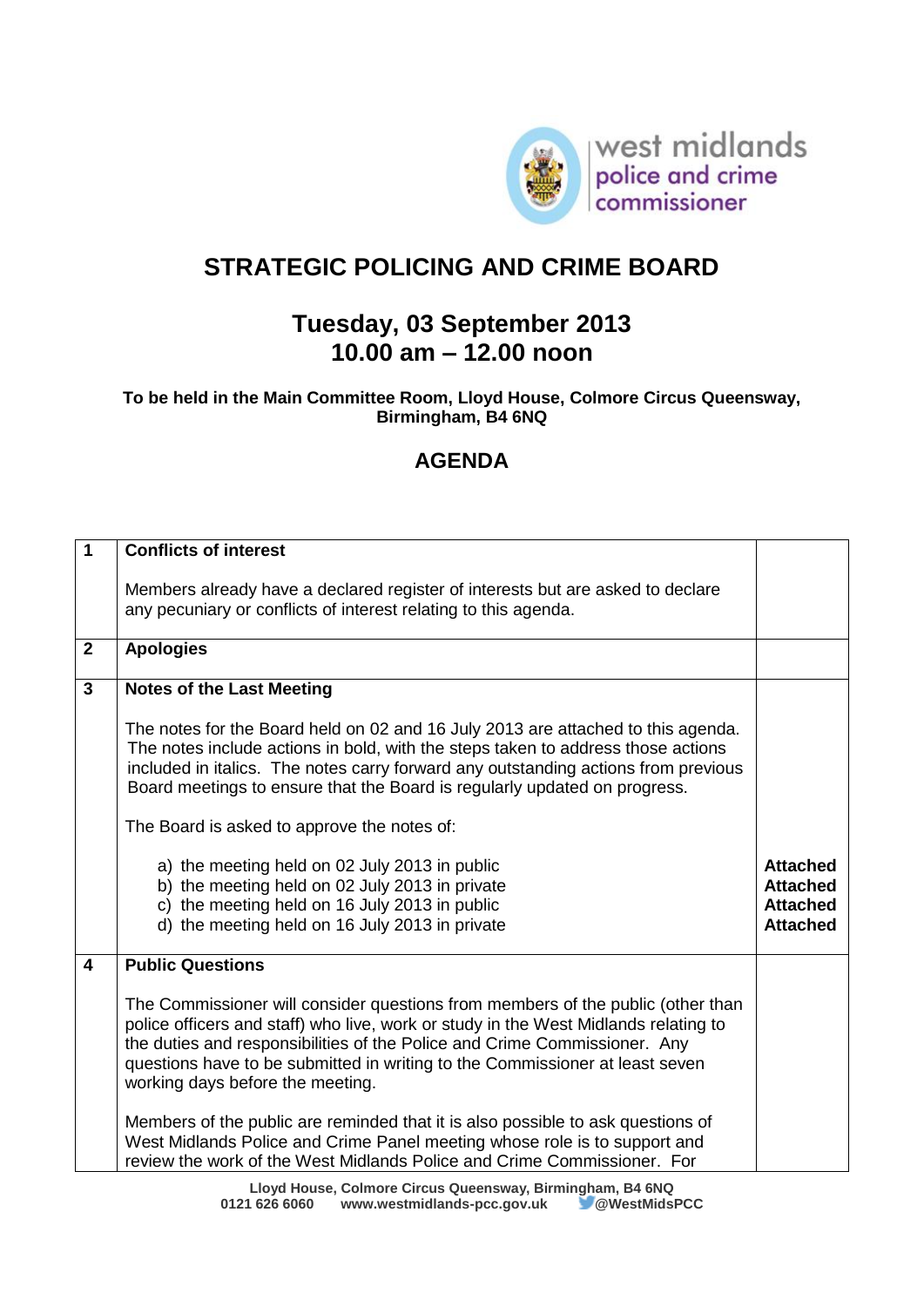west midlands police and crime commissioner

# STRATEGIC POLICING AND CRIME BOARD

## Tuesday, 03 September 2013
## 10.00 am – 12.00 noon

**To be held in the Main Committee Room, Lloyd House, Colmore Circus Queensway, Birmingham, B4 6NQ**

## AGENDA

| | | |
|---|---|---|
| **1** | **Conflicts of interest**<br><br>Members already have a declared register of interests but are asked to declare any pecuniary or conflicts of interest relating to this agenda. | |
| **2** | **Apologies** | |
| **3** | **Notes of the Last Meeting**<br><br>The notes for the Board held on 02 and 16 July 2013 are attached to this agenda. The notes include actions in bold, with the steps taken to address those actions included in italics. The notes carry forward any outstanding actions from previous Board meetings to ensure that the Board is regularly updated on progress.<br><br>The Board is asked to approve the notes of:<br><br>a) the meeting held on 02 July 2013 in public<br>b) the meeting held on 02 July 2013 in private<br>c) the meeting held on 16 July 2013 in public<br>d) the meeting held on 16 July 2013 in private | <br><br><br><br><br><br><br><br>**Attached**<br>**Attached**<br>**Attached**<br>**Attached** |
| **4** | **Public Questions**<br><br>The Commissioner will consider questions from members of the public (other than police officers and staff) who live, work or study in the West Midlands relating to the duties and responsibilities of the Police and Crime Commissioner. Any questions have to be submitted in writing to the Commissioner at least seven working days before the meeting.<br><br>Members of the public are reminded that it is also possible to ask questions of West Midlands Police and Crime Panel meeting whose role is to support and review the work of the West Midlands Police and Crime Commissioner. For | |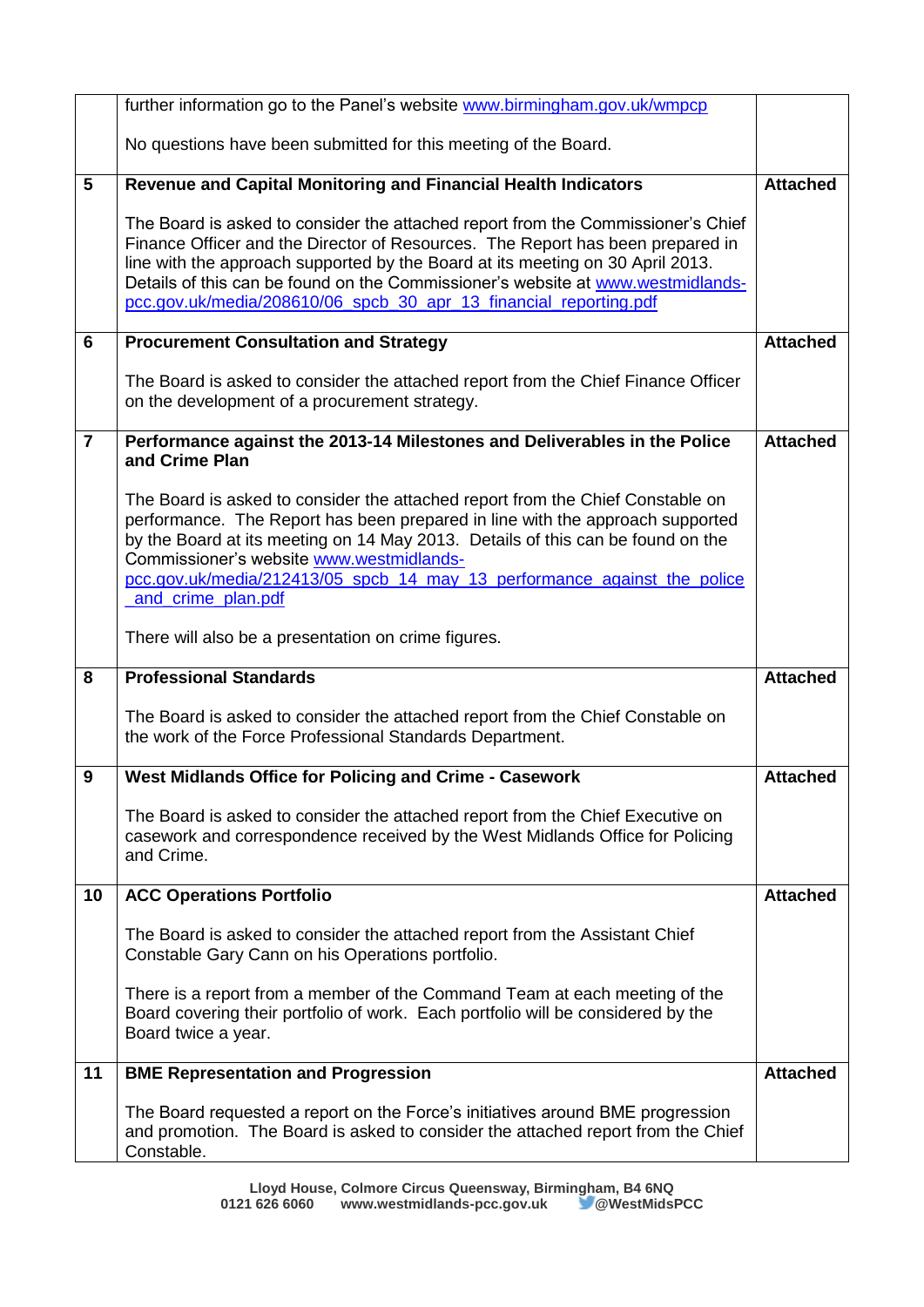| | | |
|---|---|---|
| | further information go to the Panel's website www.birmingham.gov.uk/wmpcp<br><br>No questions have been submitted for this meeting of the Board. | |
| 5 | **Revenue and Capital Monitoring and Financial Health Indicators**<br><br>The Board is asked to consider the attached report from the Commissioner's Chief Finance Officer and the Director of Resources. The Report has been prepared in line with the approach supported by the Board at its meeting on 30 April 2013. Details of this can be found on the Commissioner's website at www.westmidlands-pcc.gov.uk/media/208610/06_spcb_30_apr_13_financial_reporting.pdf | **Attached** |
| 6 | **Procurement Consultation and Strategy**<br><br>The Board is asked to consider the attached report from the Chief Finance Officer on the development of a procurement strategy. | **Attached** |
| 7 | **Performance against the 2013-14 Milestones and Deliverables in the Police and Crime Plan**<br><br>The Board is asked to consider the attached report from the Chief Constable on performance. The Report has been prepared in line with the approach supported by the Board at its meeting on 14 May 2013. Details of this can be found on the Commissioner's website www.westmidlands-pcc.gov.uk/media/212413/05_spcb_14_may_13_performance_against_the_police_and_crime_plan.pdf<br><br>There will also be a presentation on crime figures. | **Attached** |
| 8 | **Professional Standards**<br><br>The Board is asked to consider the attached report from the Chief Constable on the work of the Force Professional Standards Department. | **Attached** |
| 9 | **West Midlands Office for Policing and Crime - Casework**<br><br>The Board is asked to consider the attached report from the Chief Executive on casework and correspondence received by the West Midlands Office for Policing and Crime. | **Attached** |
| 10 | **ACC Operations Portfolio**<br><br>The Board is asked to consider the attached report from the Assistant Chief Constable Gary Cann on his Operations portfolio.<br><br>There is a report from a member of the Command Team at each meeting of the Board covering their portfolio of work. Each portfolio will be considered by the Board twice a year. | **Attached** |
| 11 | **BME Representation and Progression**<br><br>The Board requested a report on the Force's initiatives around BME progression and promotion. The Board is asked to consider the attached report from the Chief Constable. | **Attached** |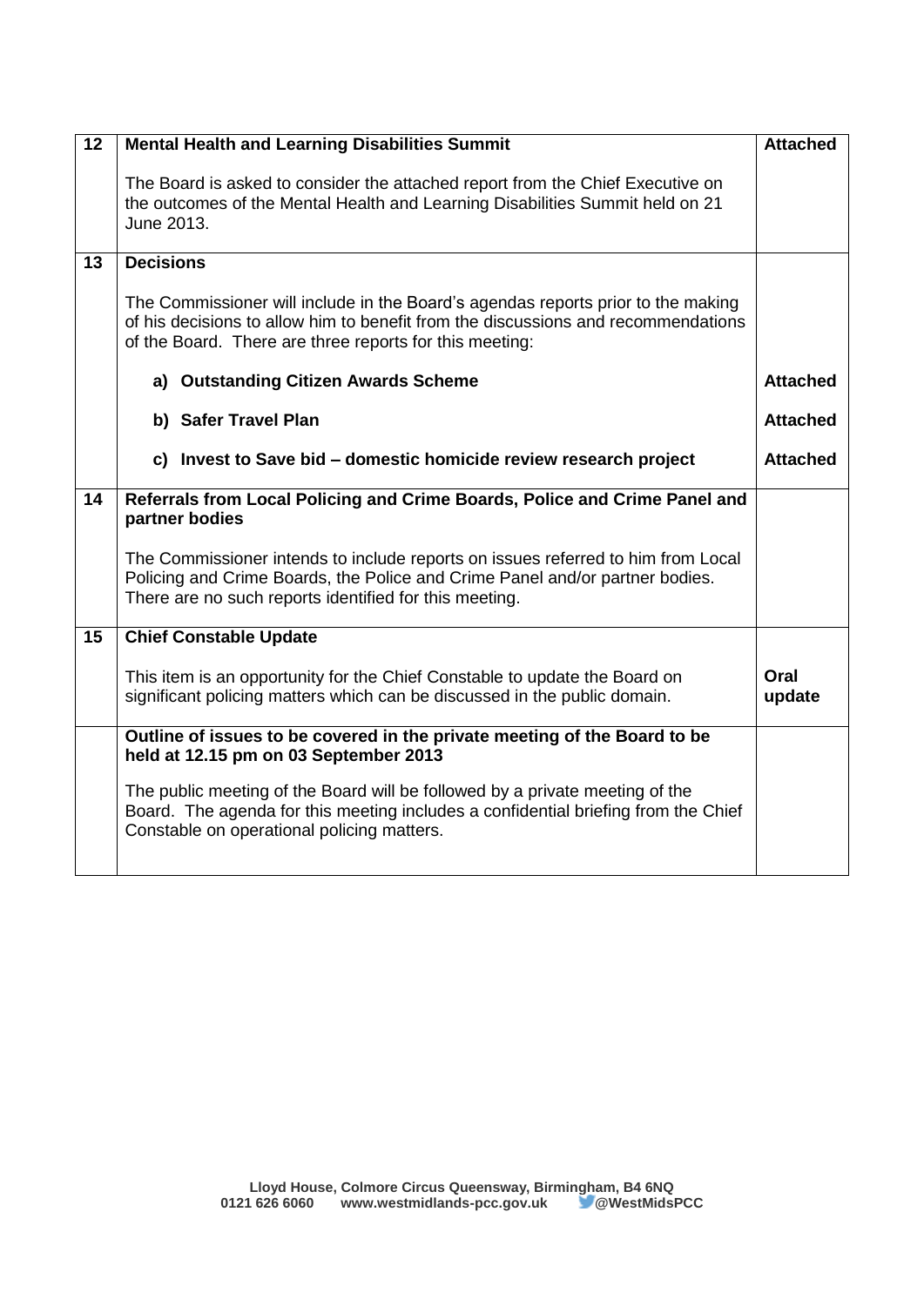| | | |
|---|---|---|
| **12** | **Mental Health and Learning Disabilities Summit**<br><br>The Board is asked to consider the attached report from the Chief Executive on the outcomes of the Mental Health and Learning Disabilities Summit held on 21 June 2013. | **Attached** |
| **13** | **Decisions**<br><br>The Commissioner will include in the Board's agendas reports prior to the making of his decisions to allow him to benefit from the discussions and recommendations of the Board. There are three reports for this meeting: | |
| | **a) Outstanding Citizen Awards Scheme** | **Attached** |
| | **b) Safer Travel Plan** | **Attached** |
| | **c) Invest to Save bid – domestic homicide review research project** | **Attached** |
| **14** | **Referrals from Local Policing and Crime Boards, Police and Crime Panel and partner bodies**<br><br>The Commissioner intends to include reports on issues referred to him from Local Policing and Crime Boards, the Police and Crime Panel and/or partner bodies. There are no such reports identified for this meeting. | |
| **15** | **Chief Constable Update**<br><br>This item is an opportunity for the Chief Constable to update the Board on significant policing matters which can be discussed in the public domain. | **Oral update** |
| | **Outline of issues to be covered in the private meeting of the Board to be held at 12.15 pm on 03 September 2013**<br><br>The public meeting of the Board will be followed by a private meeting of the Board. The agenda for this meeting includes a confidential briefing from the Chief Constable on operational policing matters. | |

**Lloyd House, Colmore Circus Queensway, Birmingham, B4 6NQ**
**0121 626 6060 www.westmidlands-pcc.gov.uk @WestMidsPCC**